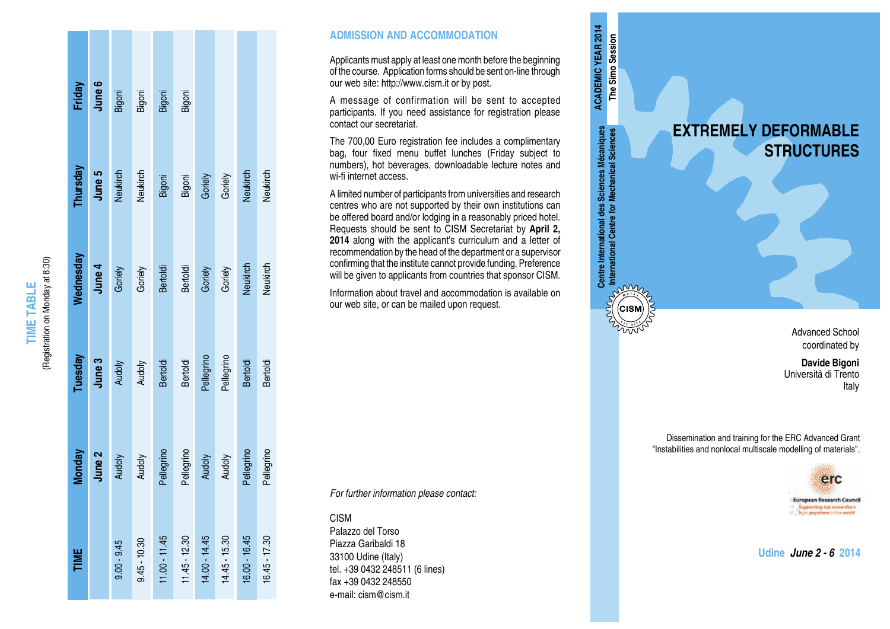## TIME TABLE

(Registration on Monday at 8:30)

| TIME | Monday June 2 | Tuesday June 3 | Wednesday June 4 | Thursday June 5 | Friday June 6 |
|---|---|---|---|---|---|
| 9.00 - 9.45 | Audoly | Audoly | Goriely | Neukirch | Bigoni |
| 9.45 - 10.30 | Audoly | Audoly | Goriely | Neukirch | Bigoni |
| 11.00 - 11.45 | Pellegrino | Bertoldi | Bertoldi | Bigoni | Bigoni |
| 11.45 - 12.30 | Pellegrino | Bertoldi | Bertoldi | Bigoni | Bigoni |
| 14.00 - 14.45 | Audoly | Pellegrino | Goriely | Goriely | |
| 14.45 - 15.30 | Audoly | Pellegrino | Goriely | Goriely | |
| 16.00 - 16.45 | Pellegrino | Bertoldi | Neukirch | Neukirch | |
| 16.45 - 17.30 | Pellegrino | Bertoldi | Neukirch | Neukirch | |

## ADMISSION AND ACCOMMODATION

Applicants must apply at least one month before the beginning of the course. Application forms should be sent on-line through our web site: http://www.cism.it or by post.

A message of confirmation will be sent to accepted participants. If you need assistance for registration please contact our secretariat.

The 700,00 Euro registration fee includes a complimentary bag, four fixed menu buffet lunches (Friday subject to numbers), hot beverages, downloadable lecture notes and wi-fi internet access.

A limited number of participants from universities and research centres who are not supported by their own institutions can be offered board and/or lodging in a reasonably priced hotel. Requests should be sent to CISM Secretariat by **April 2, 2014** along with the applicant's curriculum and a letter of recommendation by the head of the department or a supervisor confirming that the institute cannot provide funding. Preference will be given to applicants from countries that sponsor CISM.

Information about travel and accommodation is available on our web site, or can be mailed upon request.

*For further information please contact:*

CISM
Palazzo del Torso
Piazza Garibaldi 18
33100 Udine (Italy)
tel. +39 0432 248511 (6 lines)
fax +39 0432 248550
e-mail: cism@cism.it

**ACADEMIC YEAR 2014**
**The Simo Session**

Centre International des Sciences Mécaniques
International Centre for Mechanical Sciences

# EXTREMELY DEFORMABLE STRUCTURES

Advanced School
coordinated by

**Davide Bigoni**
Università di Trento
Italy

Dissemination and training for the ERC Advanced Grant "Instabilities and nonlocal multiscale modelling of materials".

erc
European Research Council
Supporting top researchers from anywhere in the world

Udine ***June 2 - 6*** 2014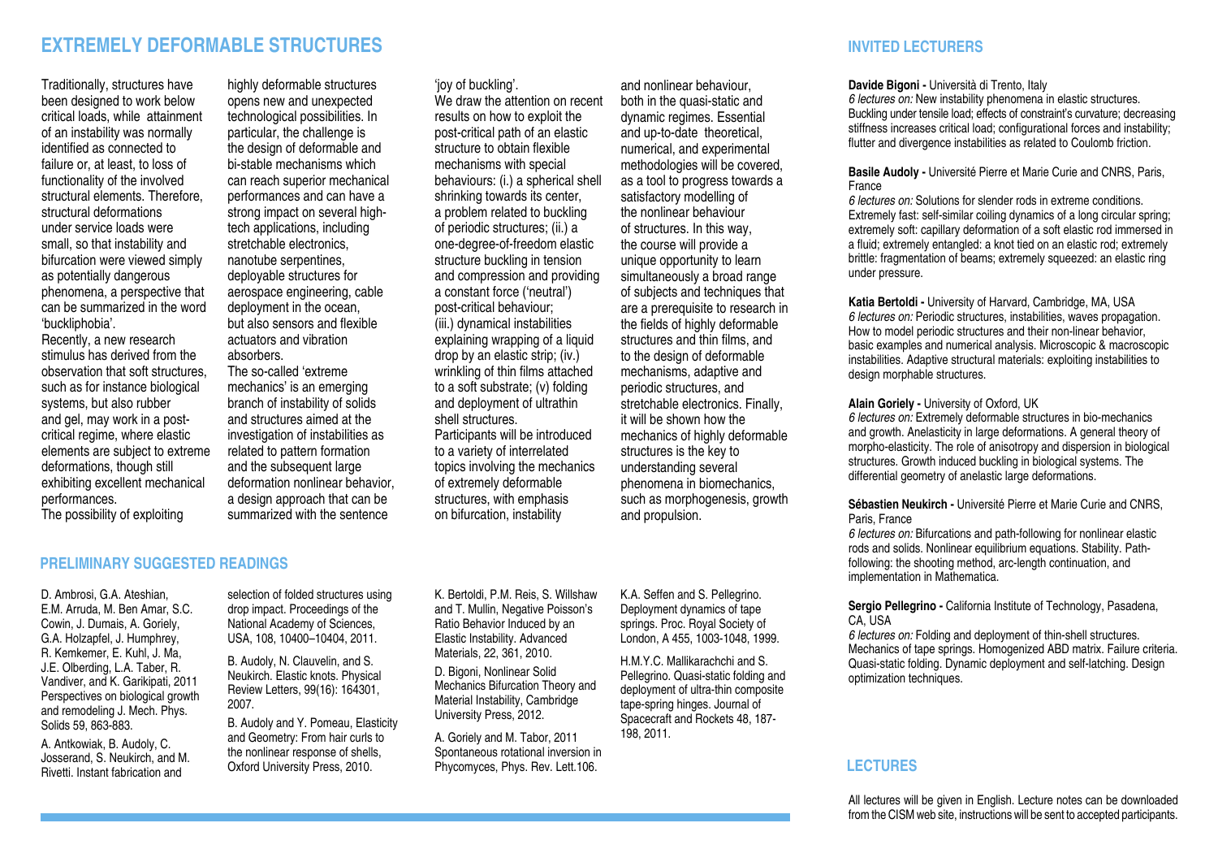## EXTREMELY DEFORMABLE STRUCTURES

Traditionally, structures have been designed to work below critical loads, while attainment of an instability was normally identified as connected to failure or, at least, to loss of functionality of the involved structural elements. Therefore, structural deformations under service loads were small, so that instability and bifurcation were viewed simply as potentially dangerous phenomena, a perspective that can be summarized in the word 'buckliphobia'.

Recently, a new research stimulus has derived from the observation that soft structures, such as for instance biological systems, but also rubber and gel, may work in a post-critical regime, where elastic elements are subject to extreme deformations, though still exhibiting excellent mechanical performances.

The possibility of exploiting highly deformable structures opens new and unexpected technological possibilities. In particular, the challenge is the design of deformable and bi-stable mechanisms which can reach superior mechanical performances and can have a strong impact on several high-tech applications, including stretchable electronics, nanotube serpentines, deployable structures for aerospace engineering, cable deployment in the ocean, but also sensors and flexible actuators and vibration absorbers.

The so-called 'extreme mechanics' is an emerging branch of instability of solids and structures aimed at the investigation of instabilities as related to pattern formation and the subsequent large deformation nonlinear behavior, a design approach that can be summarized with the sentence 'joy of buckling'.

We draw the attention on recent results on how to exploit the post-critical path of an elastic structure to obtain flexible mechanisms with special behaviours: (i.) a spherical shell shrinking towards its center, a problem related to buckling of periodic structures; (ii.) a one-degree-of-freedom elastic structure buckling in tension and compression and providing a constant force ('neutral') post-critical behaviour; (iii.) dynamical instabilities explaining wrapping of a liquid drop by an elastic strip; (iv.) wrinkling of thin films attached to a soft substrate; (v) folding and deployment of ultrathin shell structures.

Participants will be introduced to a variety of interrelated topics involving the mechanics of extremely deformable structures, with emphasis on bifurcation, instability and nonlinear behaviour, both in the quasi-static and dynamic regimes. Essential and up-to-date theoretical, numerical, and experimental methodologies will be covered, as a tool to progress towards a satisfactory modelling of the nonlinear behaviour of structures. In this way, the course will provide a unique opportunity to learn simultaneously a broad range of subjects and techniques that are a prerequisite to research in the fields of highly deformable structures and thin films, and to the design of deformable mechanisms, adaptive and periodic structures, and stretchable electronics. Finally, it will be shown how the mechanics of highly deformable structures is the key to understanding several phenomena in biomechanics, such as morphogenesis, growth and propulsion.

## PRELIMINARY SUGGESTED READINGS

D. Ambrosi, G.A. Ateshian, E.M. Arruda, M. Ben Amar, S.C. Cowin, J. Dumais, A. Goriely, G.A. Holzapfel, J. Humphrey, R. Kemkemer, E. Kuhl, J. Ma, J.E. Olberding, L.A. Taber, R. Vandiver, and K. Garikipati, 2011 Perspectives on biological growth and remodeling J. Mech. Phys. Solids 59, 863-883.

A. Antkowiak, B. Audoly, C. Josserand, S. Neukirch, and M. Rivetti. Instant fabrication and selection of folded structures using drop impact. Proceedings of the National Academy of Sciences, USA, 108, 10400–10404, 2011.

B. Audoly, N. Clauvelin, and S. Neukirch. Elastic knots. Physical Review Letters, 99(16): 164301, 2007.

B. Audoly and Y. Pomeau, Elasticity and Geometry: From hair curls to the nonlinear response of shells, Oxford University Press, 2010.

K. Bertoldi, P.M. Reis, S. Willshaw and T. Mullin, Negative Poisson's Ratio Behavior Induced by an Elastic Instability. Advanced Materials, 22, 361, 2010.

D. Bigoni, Nonlinear Solid Mechanics Bifurcation Theory and Material Instability, Cambridge University Press, 2012.

A. Goriely and M. Tabor, 2011 Spontaneous rotational inversion in Phycomyces, Phys. Rev. Lett.106.

K.A. Seffen and S. Pellegrino. Deployment dynamics of tape springs. Proc. Royal Society of London, A 455, 1003-1048, 1999.

H.M.Y.C. Mallikarachchi and S. Pellegrino. Quasi-static folding and deployment of ultra-thin composite tape-spring hinges. Journal of Spacecraft and Rockets 48, 187-198, 2011.

## INVITED LECTURERS

**Davide Bigoni -** Università di Trento, Italy
*6 lectures on:* New instability phenomena in elastic structures. Buckling under tensile load; effects of constraint's curvature; decreasing stiffness increases critical load; configurational forces and instability; flutter and divergence instabilities as related to Coulomb friction.

**Basile Audoly -** Université Pierre et Marie Curie and CNRS, Paris, France
*6 lectures on:* Solutions for slender rods in extreme conditions. Extremely fast: self-similar coiling dynamics of a long circular spring; extremely soft: capillary deformation of a soft elastic rod immersed in a fluid; extremely entangled: a knot tied on an elastic rod; extremely brittle: fragmentation of beams; extremely squeezed: an elastic ring under pressure.

**Katia Bertoldi -** University of Harvard, Cambridge, MA, USA
*6 lectures on:* Periodic structures, instabilities, waves propagation. How to model periodic structures and their non-linear behavior, basic examples and numerical analysis. Microscopic & macroscopic instabilities. Adaptive structural materials: exploiting instabilities to design morphable structures.

**Alain Goriely -** University of Oxford, UK
*6 lectures on:* Extremely deformable structures in bio-mechanics and growth. Anelasticity in large deformations. A general theory of morpho-elasticity. The role of anisotropy and dispersion in biological structures. Growth induced buckling in biological systems. The differential geometry of anelastic large deformations.

**Sébastien Neukirch -** Université Pierre et Marie Curie and CNRS, Paris, France
*6 lectures on:* Bifurcations and path-following for nonlinear elastic rods and solids. Nonlinear equilibrium equations. Stability. Path-following: the shooting method, arc-length continuation, and implementation in Mathematica.

**Sergio Pellegrino -** California Institute of Technology, Pasadena, CA, USA
*6 lectures on:* Folding and deployment of thin-shell structures. Mechanics of tape springs. Homogenized ABD matrix. Failure criteria. Quasi-static folding. Dynamic deployment and self-latching. Design optimization techniques.

## LECTURES

All lectures will be given in English. Lecture notes can be downloaded from the CISM web site, instructions will be sent to accepted participants.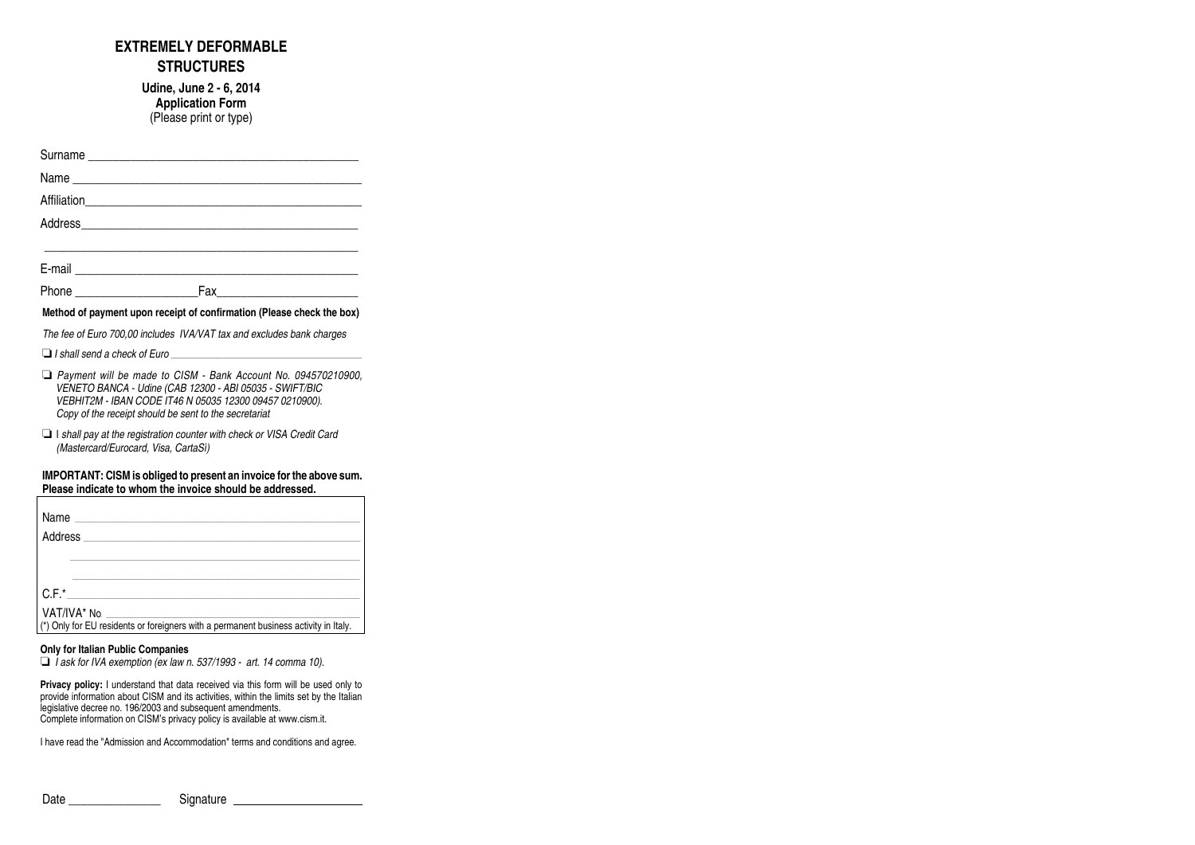# EXTREMELY DEFORMABLE STRUCTURES

**Udine, June 2 - 6, 2014**
**Application Form**
(Please print or type)

Surname ___________________________________________

Name ___________________________________________

Affiliation___________________________________________

Address___________________________________________

___________________________________________

E-mail ___________________________________________

Phone ____________________Fax______________________

**Method of payment upon receipt of confirmation (Please check the box)**

*The fee of Euro 700,00 includes IVA/VAT tax and excludes bank charges*

❑ *I shall send a check of Euro* ________________________________

❑ *Payment will be made to CISM - Bank Account No. 094570210900, VENETO BANCA - Udine (CAB 12300 - ABI 05035 - SWIFT/BIC VEBHIT2M - IBAN CODE IT46 N 05035 12300 09457 0210900). Copy of the receipt should be sent to the secretariat*

❑ I *shall pay at the registration counter with check or VISA Credit Card (Mastercard/Eurocard, Visa, CartaSi)*

**IMPORTANT: CISM is obliged to present an invoice for the above sum. Please indicate to whom the invoice should be addressed.**

Name ___________________________________________

Address ___________________________________________

___________________________________________

___________________________________________

C.F.* ___________________________________________

VAT/IVA* No. ___________________________________________

(*) Only for EU residents or foreigners with a permanent business activity in Italy.

**Only for Italian Public Companies**

❑ *I ask for IVA exemption (ex law n. 537/1993 - art. 14 comma 10).*

**Privacy policy:** I understand that data received via this form will be used only to provide information about CISM and its activities, within the limits set by the Italian legislative decree no. 196/2003 and subsequent amendments.
Complete information on CISM's privacy policy is available at www.cism.it.

I have read the "Admission and Accommodation" terms and conditions and agree.

Date _______________ Signature ____________________